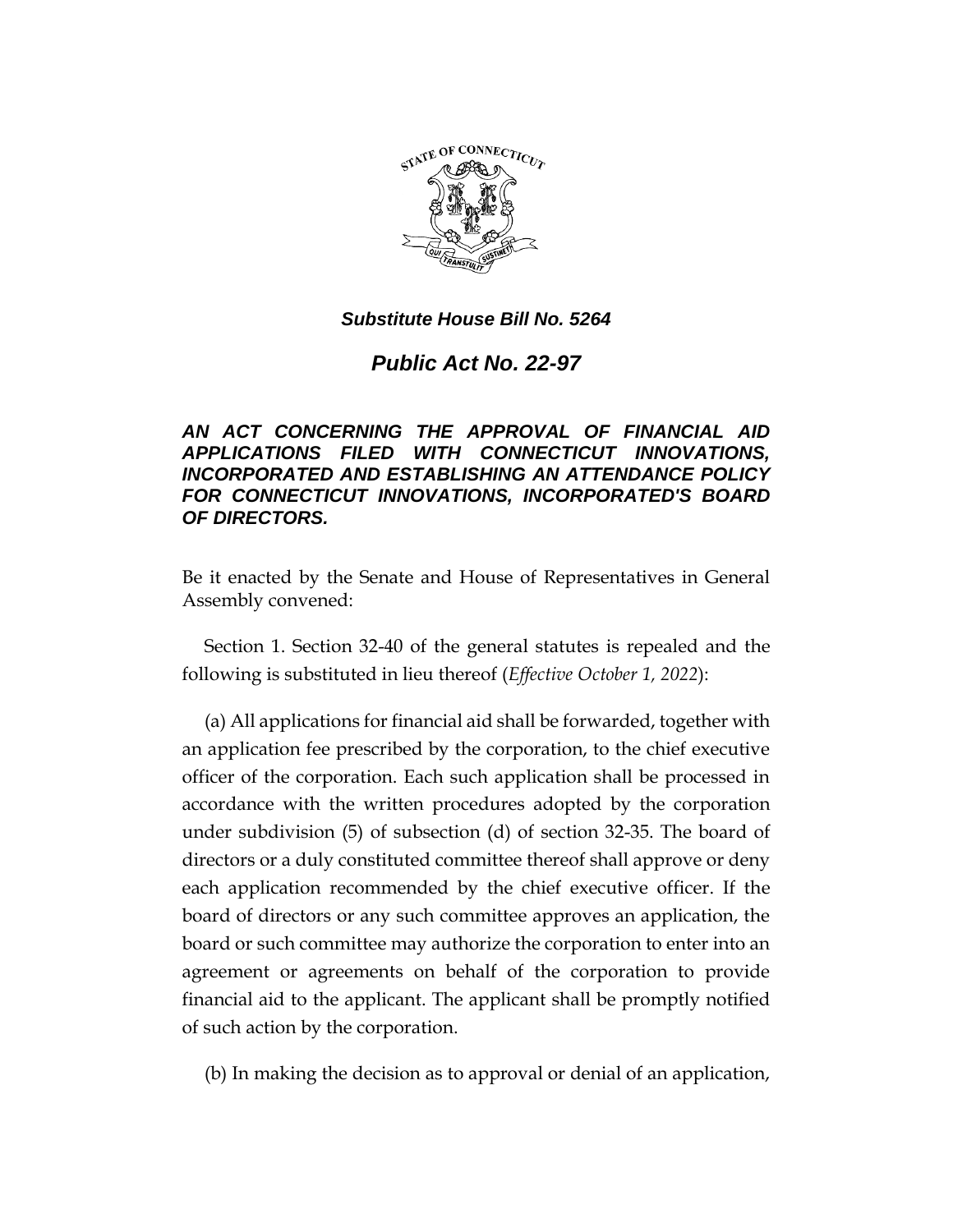***Substitute House Bill No. 5264***

# *Public Act No. 22-97*

***AN ACT CONCERNING THE APPROVAL OF FINANCIAL AID APPLICATIONS FILED WITH CONNECTICUT INNOVATIONS, INCORPORATED AND ESTABLISHING AN ATTENDANCE POLICY FOR CONNECTICUT INNOVATIONS, INCORPORATED'S BOARD OF DIRECTORS.***

Be it enacted by the Senate and House of Representatives in General Assembly convened:

Section 1. Section 32-40 of the general statutes is repealed and the following is substituted in lieu thereof (*Effective October 1, 2022*):

(a) All applications for financial aid shall be forwarded, together with an application fee prescribed by the corporation, to the chief executive officer of the corporation. Each such application shall be processed in accordance with the written procedures adopted by the corporation under subdivision (5) of subsection (d) of section 32-35. The board of directors or a duly constituted committee thereof shall approve or deny each application recommended by the chief executive officer. If the board of directors or any such committee approves an application, the board or such committee may authorize the corporation to enter into an agreement or agreements on behalf of the corporation to provide financial aid to the applicant. The applicant shall be promptly notified of such action by the corporation.

(b) In making the decision as to approval or denial of an application,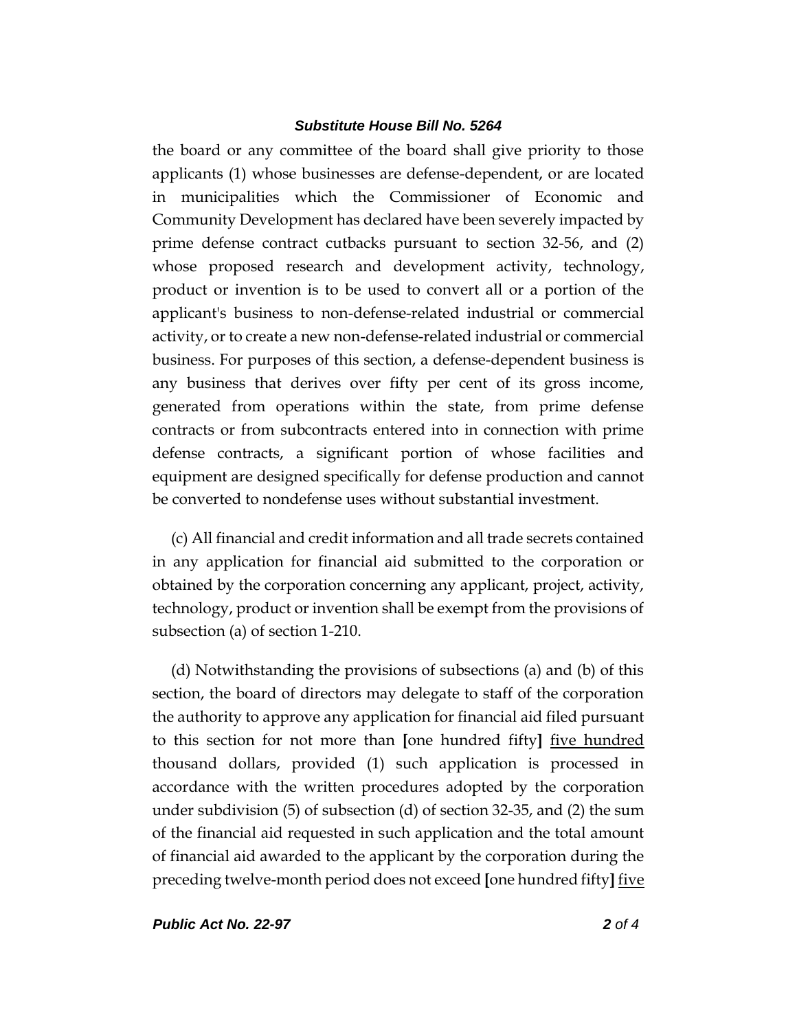the board or any committee of the board shall give priority to those applicants (1) whose businesses are defense-dependent, or are located in municipalities which the Commissioner of Economic and Community Development has declared have been severely impacted by prime defense contract cutbacks pursuant to section 32-56, and (2) whose proposed research and development activity, technology, product or invention is to be used to convert all or a portion of the applicant's business to non-defense-related industrial or commercial activity, or to create a new non-defense-related industrial or commercial business. For purposes of this section, a defense-dependent business is any business that derives over fifty per cent of its gross income, generated from operations within the state, from prime defense contracts or from subcontracts entered into in connection with prime defense contracts, a significant portion of whose facilities and equipment are designed specifically for defense production and cannot be converted to nondefense uses without substantial investment.

(c) All financial and credit information and all trade secrets contained in any application for financial aid submitted to the corporation or obtained by the corporation concerning any applicant, project, activity, technology, product or invention shall be exempt from the provisions of subsection (a) of section 1-210.

(d) Notwithstanding the provisions of subsections (a) and (b) of this section, the board of directors may delegate to staff of the corporation the authority to approve any application for financial aid filed pursuant to this section for not more than **[**one hundred fifty**]** <u>five hundred</u> thousand dollars, provided (1) such application is processed in accordance with the written procedures adopted by the corporation under subdivision (5) of subsection (d) of section 32-35, and (2) the sum of the financial aid requested in such application and the total amount of financial aid awarded to the applicant by the corporation during the preceding twelve-month period does not exceed **[**one hundred fifty**]** <u>five</u>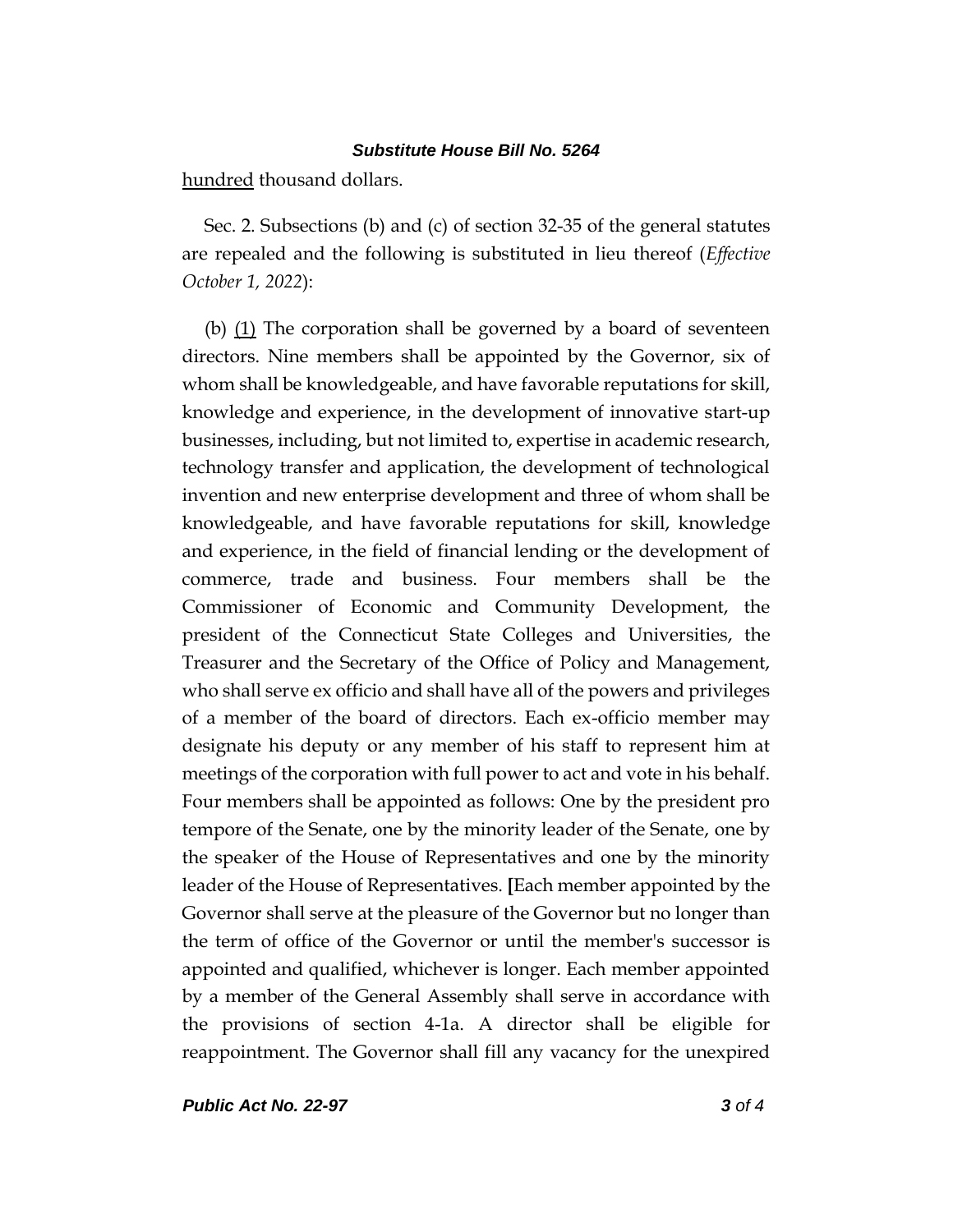hundred thousand dollars.

Sec. 2. Subsections (b) and (c) of section 32-35 of the general statutes are repealed and the following is substituted in lieu thereof (*Effective October 1, 2022*):

(b) (1) The corporation shall be governed by a board of seventeen directors. Nine members shall be appointed by the Governor, six of whom shall be knowledgeable, and have favorable reputations for skill, knowledge and experience, in the development of innovative start-up businesses, including, but not limited to, expertise in academic research, technology transfer and application, the development of technological invention and new enterprise development and three of whom shall be knowledgeable, and have favorable reputations for skill, knowledge and experience, in the field of financial lending or the development of commerce, trade and business. Four members shall be the Commissioner of Economic and Community Development, the president of the Connecticut State Colleges and Universities, the Treasurer and the Secretary of the Office of Policy and Management, who shall serve ex officio and shall have all of the powers and privileges of a member of the board of directors. Each ex-officio member may designate his deputy or any member of his staff to represent him at meetings of the corporation with full power to act and vote in his behalf. Four members shall be appointed as follows: One by the president pro tempore of the Senate, one by the minority leader of the Senate, one by the speaker of the House of Representatives and one by the minority leader of the House of Representatives. **[**Each member appointed by the Governor shall serve at the pleasure of the Governor but no longer than the term of office of the Governor or until the member's successor is appointed and qualified, whichever is longer. Each member appointed by a member of the General Assembly shall serve in accordance with the provisions of section 4-1a. A director shall be eligible for reappointment. The Governor shall fill any vacancy for the unexpired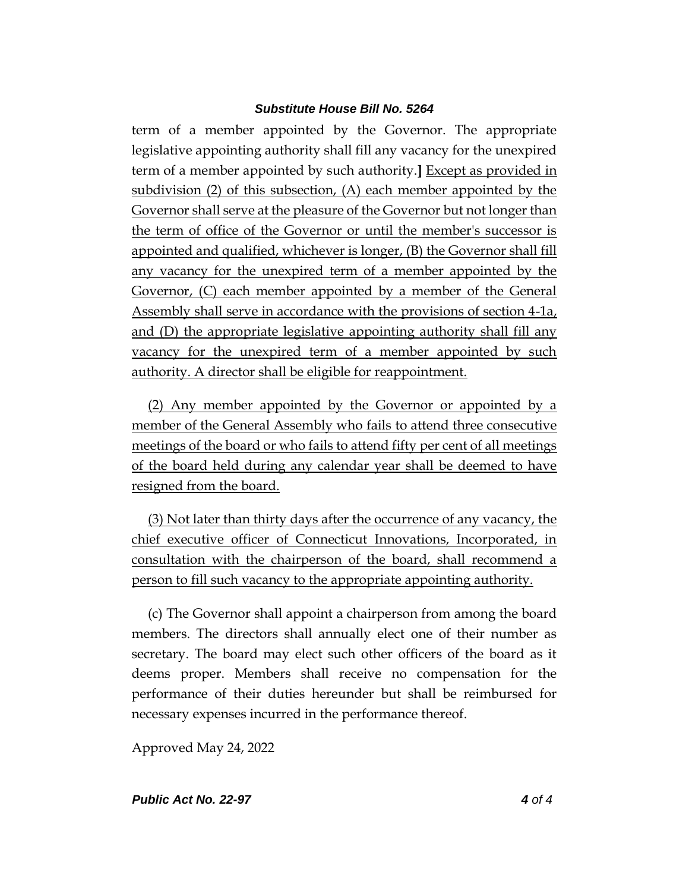term of a member appointed by the Governor. The appropriate legislative appointing authority shall fill any vacancy for the unexpired term of a member appointed by such authority.**]** <u>Except as provided in subdivision (2) of this subsection, (A) each member appointed by the Governor shall serve at the pleasure of the Governor but not longer than the term of office of the Governor or until the member's successor is appointed and qualified, whichever is longer, (B) the Governor shall fill any vacancy for the unexpired term of a member appointed by the Governor, (C) each member appointed by a member of the General Assembly shall serve in accordance with the provisions of section 4-1a, and (D) the appropriate legislative appointing authority shall fill any vacancy for the unexpired term of a member appointed by such authority. A director shall be eligible for reappointment.</u>

<u>(2) Any member appointed by the Governor or appointed by a member of the General Assembly who fails to attend three consecutive meetings of the board or who fails to attend fifty per cent of all meetings of the board held during any calendar year shall be deemed to have resigned from the board.</u>

<u>(3) Not later than thirty days after the occurrence of any vacancy, the chief executive officer of Connecticut Innovations, Incorporated, in consultation with the chairperson of the board, shall recommend a person to fill such vacancy to the appropriate appointing authority.</u>

(c) The Governor shall appoint a chairperson from among the board members. The directors shall annually elect one of their number as secretary. The board may elect such other officers of the board as it deems proper. Members shall receive no compensation for the performance of their duties hereunder but shall be reimbursed for necessary expenses incurred in the performance thereof.

Approved May 24, 2022